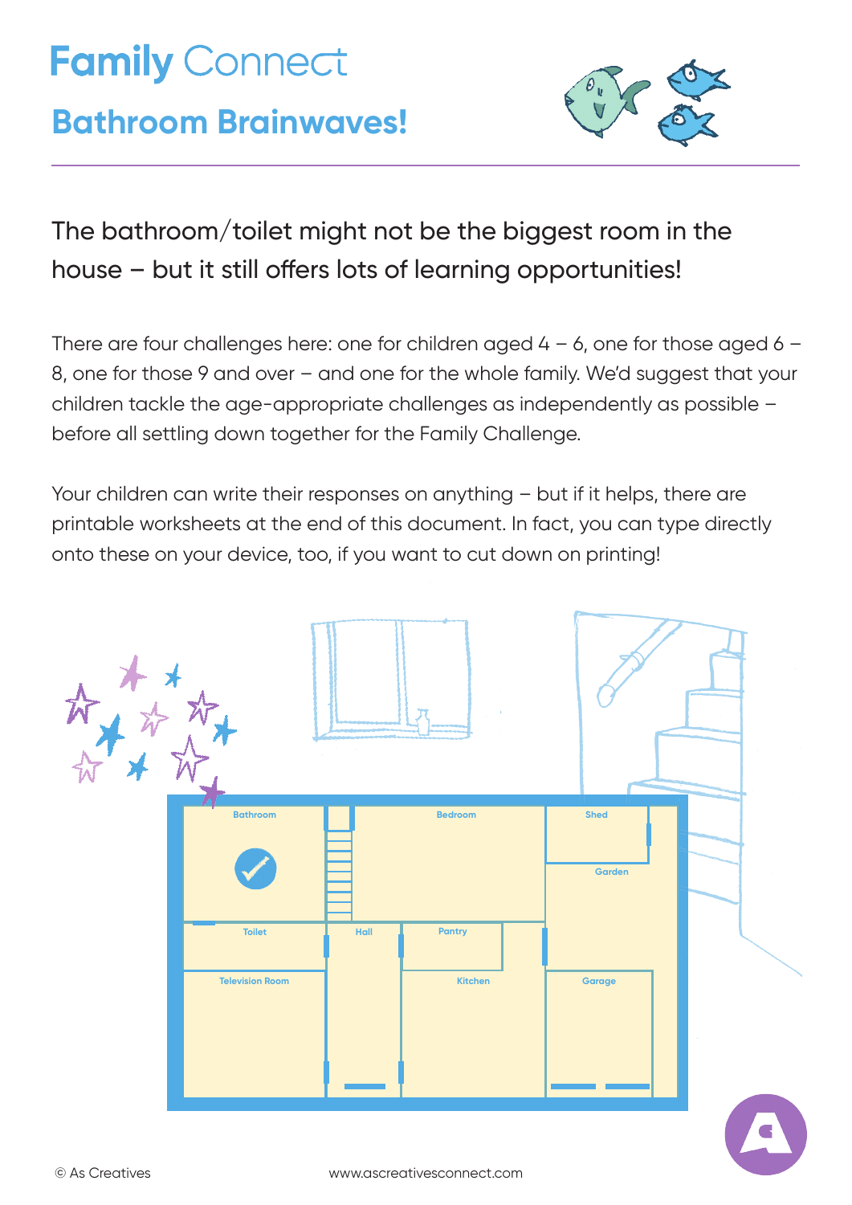# Family Connect

## Bathroom Brainwaves!

The bathroom/toilet might not be the biggest room in the house – but it still offers lots of learning opportunities!

There are four challenges here: one for children aged 4 – 6, one for those aged 6 – 8, one for those 9 and over – and one for the whole family. We'd suggest that your children tackle the age-appropriate challenges as independently as possible – before all settling down together for the Family Challenge.

Your children can write their responses on anything – but if it helps, there are printable worksheets at the end of this document. In fact, you can type directly onto these on your device, too, if you want to cut down on printing!

© As Creatives

www.ascreativesconnect.com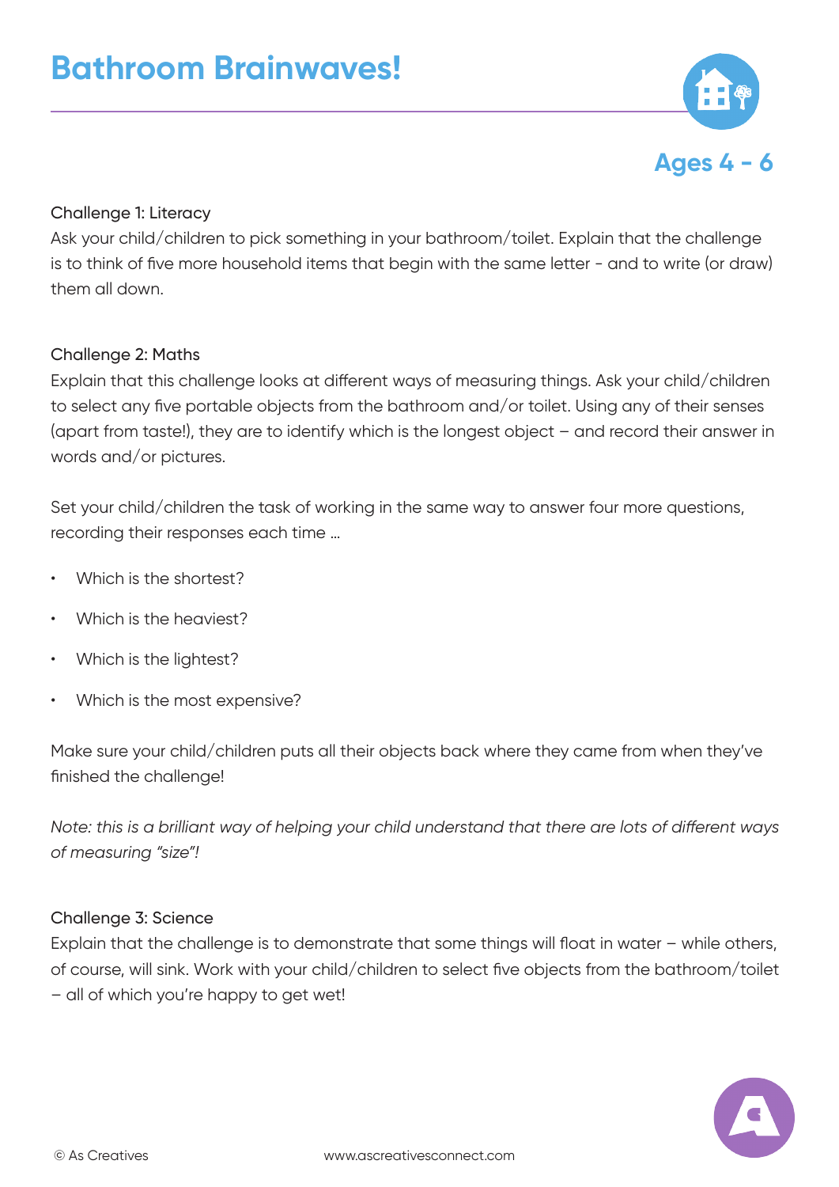# Bathroom Brainwaves!

**Ages 4 - 6**

Challenge 1: Literacy
Ask your child/children to pick something in your bathroom/toilet. Explain that the challenge is to think of five more household items that begin with the same letter - and to write (or draw) them all down.

Challenge 2: Maths
Explain that this challenge looks at different ways of measuring things. Ask your child/children to select any five portable objects from the bathroom and/or toilet. Using any of their senses (apart from taste!), they are to identify which is the longest object – and record their answer in words and/or pictures.

Set your child/children the task of working in the same way to answer four more questions, recording their responses each time ...

- Which is the shortest?
- Which is the heaviest?
- Which is the lightest?
- Which is the most expensive?

Make sure your child/children puts all their objects back where they came from when they've finished the challenge!

*Note: this is a brilliant way of helping your child understand that there are lots of different ways of measuring "size"!*

Challenge 3: Science
Explain that the challenge is to demonstrate that some things will float in water – while others, of course, will sink. Work with your child/children to select five objects from the bathroom/toilet – all of which you're happy to get wet!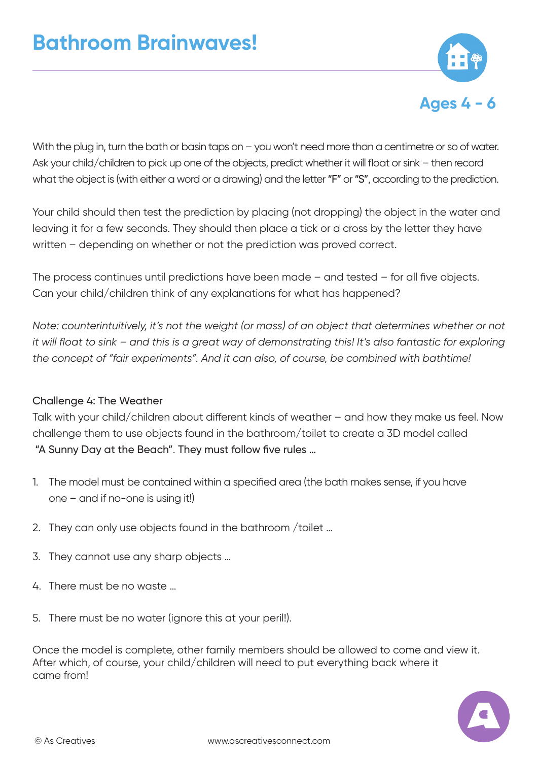# Bathroom Brainwaves!

**Ages 4 - 6**

With the plug in, turn the bath or basin taps on – you won't need more than a centimetre or so of water. Ask your child/children to pick up one of the objects, predict whether it will float or sink – then record what the object is (with either a word or a drawing) and the letter "F" or "S", according to the prediction.

Your child should then test the prediction by placing (not dropping) the object in the water and leaving it for a few seconds. They should then place a tick or a cross by the letter they have written – depending on whether or not the prediction was proved correct.

The process continues until predictions have been made – and tested – for all five objects. Can your child/children think of any explanations for what has happened?

*Note: counterintuitively, it's not the weight (or mass) of an object that determines whether or not it will float to sink – and this is a great way of demonstrating this! It's also fantastic for exploring the concept of "fair experiments". And it can also, of course, be combined with bathtime!*

Challenge 4: The Weather

Talk with your child/children about different kinds of weather – and how they make us feel. Now challenge them to use objects found in the bathroom/toilet to create a 3D model called "A Sunny Day at the Beach". They must follow five rules ...

1. The model must be contained within a specified area (the bath makes sense, if you have one – and if no-one is using it!)
2. They can only use objects found in the bathroom /toilet ...
3. They cannot use any sharp objects ...
4. There must be no waste ...
5. There must be no water (ignore this at your peril!).

Once the model is complete, other family members should be allowed to come and view it. After which, of course, your child/children will need to put everything back where it came from!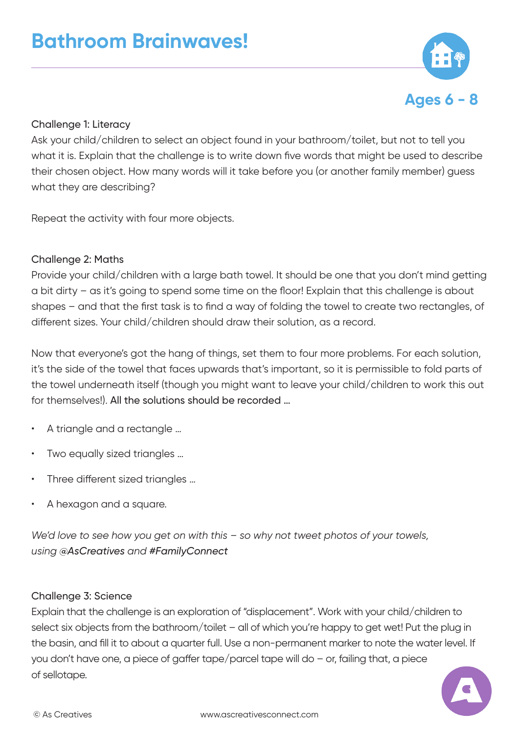# Bathroom Brainwaves!

**Ages 6 - 8**

Challenge 1: Literacy

Ask your child/children to select an object found in your bathroom/toilet, but not to tell you what it is. Explain that the challenge is to write down five words that might be used to describe their chosen object. How many words will it take before you (or another family member) guess what they are describing?

Repeat the activity with four more objects.

Challenge 2: Maths

Provide your child/children with a large bath towel. It should be one that you don't mind getting a bit dirty – as it's going to spend some time on the floor! Explain that this challenge is about shapes – and that the first task is to find a way of folding the towel to create two rectangles, of different sizes. Your child/children should draw their solution, as a record.

Now that everyone's got the hang of things, set them to four more problems. For each solution, it's the side of the towel that faces upwards that's important, so it is permissible to fold parts of the towel underneath itself (though you might want to leave your child/children to work this out for themselves!). All the solutions should be recorded …

- A triangle and a rectangle …
- Two equally sized triangles …
- Three different sized triangles …
- A hexagon and a square.

*We'd love to see how you get on with this – so why not tweet photos of your towels, using **@AsCreatives** and **#FamilyConnect***

Challenge 3: Science

Explain that the challenge is an exploration of "displacement". Work with your child/children to select six objects from the bathroom/toilet – all of which you're happy to get wet! Put the plug in the basin, and fill it to about a quarter full. Use a non-permanent marker to note the water level. If you don't have one, a piece of gaffer tape/parcel tape will do – or, failing that, a piece of sellotape.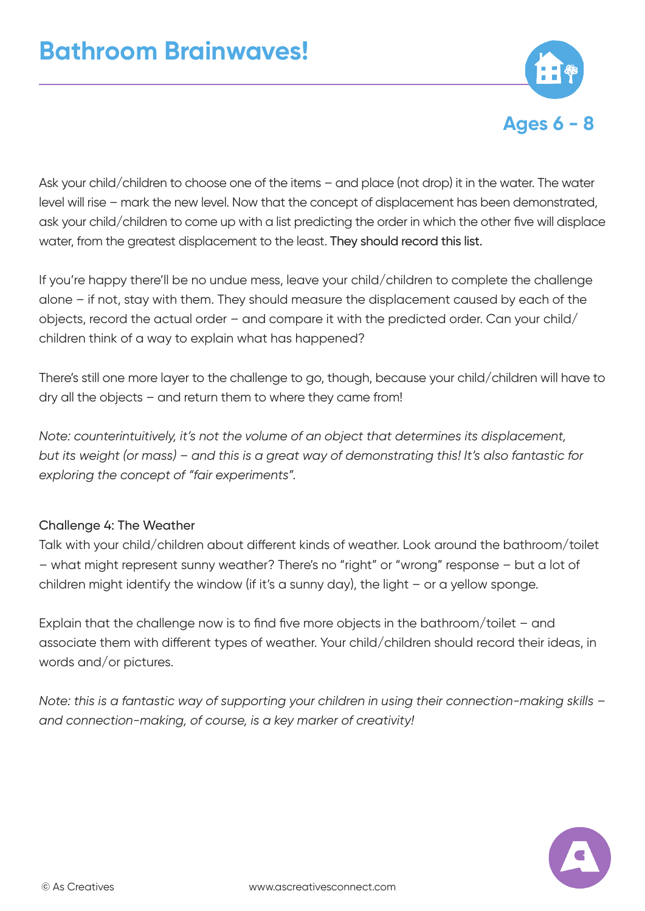# Bathroom Brainwaves!

**Ages 6 - 8**

Ask your child/children to choose one of the items – and place (not drop) it in the water. The water level will rise – mark the new level. Now that the concept of displacement has been demonstrated, ask your child/children to come up with a list predicting the order in which the other five will displace water, from the greatest displacement to the least. They should record this list.

If you're happy there'll be no undue mess, leave your child/children to complete the challenge alone – if not, stay with them. They should measure the displacement caused by each of the objects, record the actual order – and compare it with the predicted order. Can your child/children think of a way to explain what has happened?

There's still one more layer to the challenge to go, though, because your child/children will have to dry all the objects – and return them to where they came from!

*Note: counterintuitively, it's not the volume of an object that determines its displacement, but its weight (or mass) – and this is a great way of demonstrating this! It's also fantastic for exploring the concept of "fair experiments".*

Challenge 4: The Weather

Talk with your child/children about different kinds of weather. Look around the bathroom/toilet – what might represent sunny weather? There's no "right" or "wrong" response – but a lot of children might identify the window (if it's a sunny day), the light – or a yellow sponge.

Explain that the challenge now is to find five more objects in the bathroom/toilet – and associate them with different types of weather. Your child/children should record their ideas, in words and/or pictures.

*Note: this is a fantastic way of supporting your children in using their connection-making skills – and connection-making, of course, is a key marker of creativity!*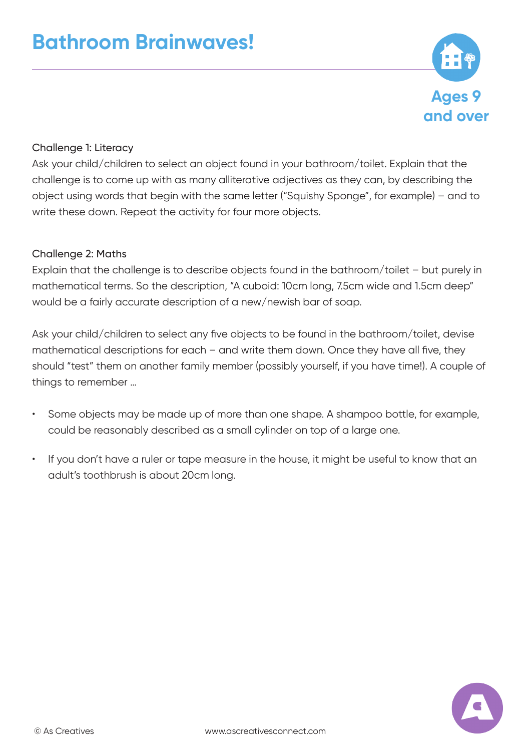# Bathroom Brainwaves!

Ages 9 and over

Challenge 1: Literacy

Ask your child/children to select an object found in your bathroom/toilet. Explain that the challenge is to come up with as many alliterative adjectives as they can, by describing the object using words that begin with the same letter ("Squishy Sponge", for example) – and to write these down. Repeat the activity for four more objects.

Challenge 2: Maths

Explain that the challenge is to describe objects found in the bathroom/toilet – but purely in mathematical terms. So the description, "A cuboid: 10cm long, 7.5cm wide and 1.5cm deep" would be a fairly accurate description of a new/newish bar of soap.

Ask your child/children to select any five objects to be found in the bathroom/toilet, devise mathematical descriptions for each – and write them down. Once they have all five, they should "test" them on another family member (possibly yourself, if you have time!). A couple of things to remember ...

- Some objects may be made up of more than one shape. A shampoo bottle, for example, could be reasonably described as a small cylinder on top of a large one.
- If you don't have a ruler or tape measure in the house, it might be useful to know that an adult's toothbrush is about 20cm long.

© As Creatives www.ascreativesconnect.com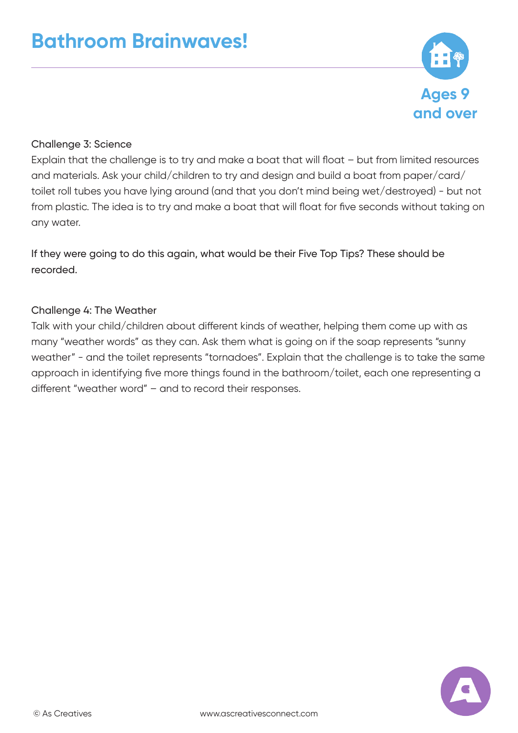# Bathroom Brainwaves!

Ages 9 and over

Challenge 3: Science

Explain that the challenge is to try and make a boat that will float – but from limited resources and materials. Ask your child/children to try and design and build a boat from paper/card/toilet roll tubes you have lying around (and that you don't mind being wet/destroyed) - but not from plastic. The idea is to try and make a boat that will float for five seconds without taking on any water.

If they were going to do this again, what would be their Five Top Tips? These should be recorded.

Challenge 4: The Weather

Talk with your child/children about different kinds of weather, helping them come up with as many "weather words" as they can. Ask them what is going on if the soap represents "sunny weather" - and the toilet represents "tornadoes". Explain that the challenge is to take the same approach in identifying five more things found in the bathroom/toilet, each one representing a different "weather word" – and to record their responses.

© As Creatives www.ascreativesconnect.com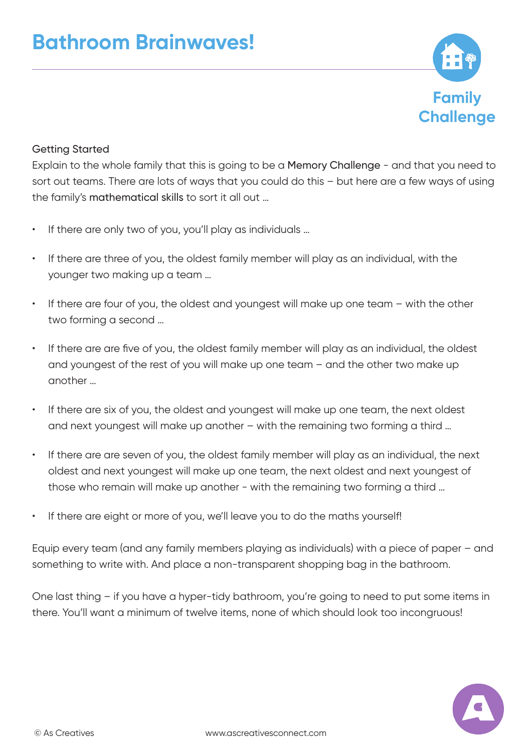# Bathroom Brainwaves!

**Family Challenge**

Getting Started

Explain to the whole family that this is going to be a **Memory Challenge** - and that you need to sort out teams. There are lots of ways that you could do this – but here are a few ways of using the family's **mathematical skills** to sort it all out ...

- If there are only two of you, you'll play as individuals ...
- If there are three of you, the oldest family member will play as an individual, with the younger two making up a team ...
- If there are four of you, the oldest and youngest will make up one team – with the other two forming a second ...
- If there are are five of you, the oldest family member will play as an individual, the oldest and youngest of the rest of you will make up one team – and the other two make up another ...
- If there are six of you, the oldest and youngest will make up one team, the next oldest and next youngest will make up another – with the remaining two forming a third ...
- If there are are seven of you, the oldest family member will play as an individual, the next oldest and next youngest will make up one team, the next oldest and next youngest of those who remain will make up another - with the remaining two forming a third ...
- If there are eight or more of you, we'll leave you to do the maths yourself!

Equip every team (and any family members playing as individuals) with a piece of paper – and something to write with. And place a non-transparent shopping bag in the bathroom.

One last thing – if you have a hyper-tidy bathroom, you're going to need to put some items in there. You'll want a minimum of twelve items, none of which should look too incongruous!

© As Creatives www.ascreativesconnect.com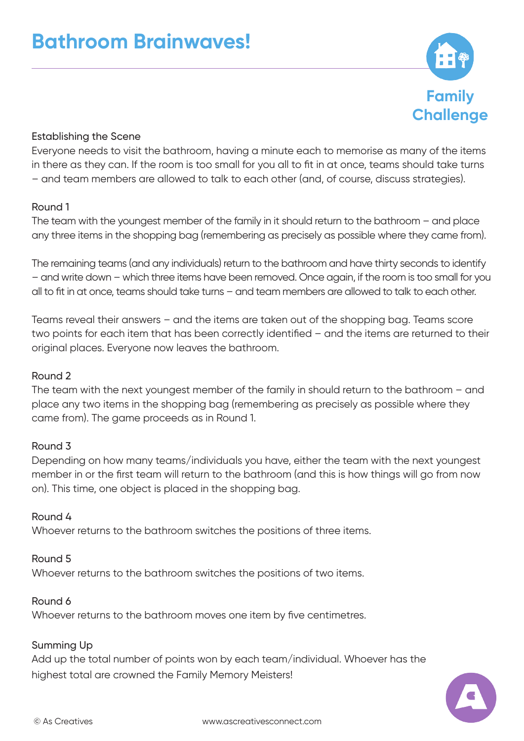# Bathroom Brainwaves!

Family Challenge

### Establishing the Scene

Everyone needs to visit the bathroom, having a minute each to memorise as many of the items in there as they can. If the room is too small for you all to fit in at once, teams should take turns – and team members are allowed to talk to each other (and, of course, discuss strategies).

### Round 1

The team with the youngest member of the family in it should return to the bathroom – and place any three items in the shopping bag (remembering as precisely as possible where they came from).

The remaining teams (and any individuals) return to the bathroom and have thirty seconds to identify – and write down – which three items have been removed. Once again, if the room is too small for you all to fit in at once, teams should take turns – and team members are allowed to talk to each other.

Teams reveal their answers – and the items are taken out of the shopping bag. Teams score two points for each item that has been correctly identified – and the items are returned to their original places. Everyone now leaves the bathroom.

### Round 2

The team with the next youngest member of the family in should return to the bathroom – and place any two items in the shopping bag (remembering as precisely as possible where they came from). The game proceeds as in Round 1.

### Round 3

Depending on how many teams/individuals you have, either the team with the next youngest member in or the first team will return to the bathroom (and this is how things will go from now on). This time, one object is placed in the shopping bag.

### Round 4

Whoever returns to the bathroom switches the positions of three items.

### Round 5

Whoever returns to the bathroom switches the positions of two items.

### Round 6

Whoever returns to the bathroom moves one item by five centimetres.

### Summing Up

Add up the total number of points won by each team/individual. Whoever has the highest total are crowned the Family Memory Meisters!

© As Creatives www.ascreativesconnect.com